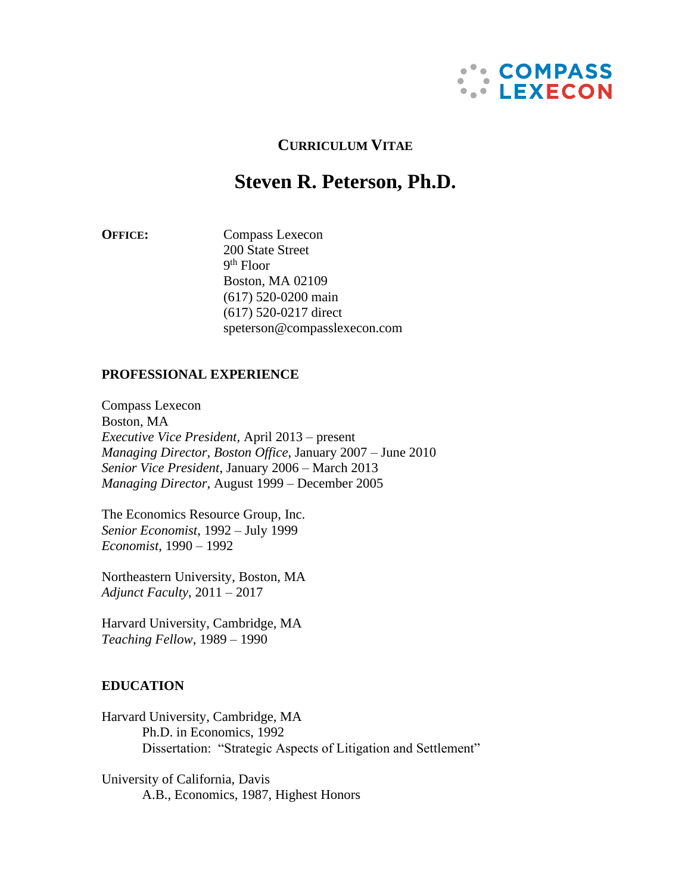COMPASS LEXECON

**CURRICULUM VITAE**

# Steven R. Peterson, Ph.D.

**OFFICE:**

Compass Lexecon
200 State Street
9th Floor
Boston, MA 02109
(617) 520-0200 main
(617) 520-0217 direct
speterson@compasslexecon.com

## PROFESSIONAL EXPERIENCE

Compass Lexecon
Boston, MA
*Executive Vice President*, April 2013 – present
*Managing Director, Boston Office*, January 2007 – June 2010
*Senior Vice President*, January 2006 – March 2013
*Managing Director,* August 1999 – December 2005

The Economics Resource Group, Inc.
*Senior Economist*, 1992 – July 1999
*Economist*, 1990 – 1992

Northeastern University, Boston, MA
*Adjunct Faculty*, 2011 – 2017

Harvard University, Cambridge, MA
*Teaching Fellow*, 1989 – 1990

## EDUCATION

Harvard University, Cambridge, MA
Ph.D. in Economics, 1992
Dissertation: "Strategic Aspects of Litigation and Settlement"

University of California, Davis
A.B., Economics, 1987, Highest Honors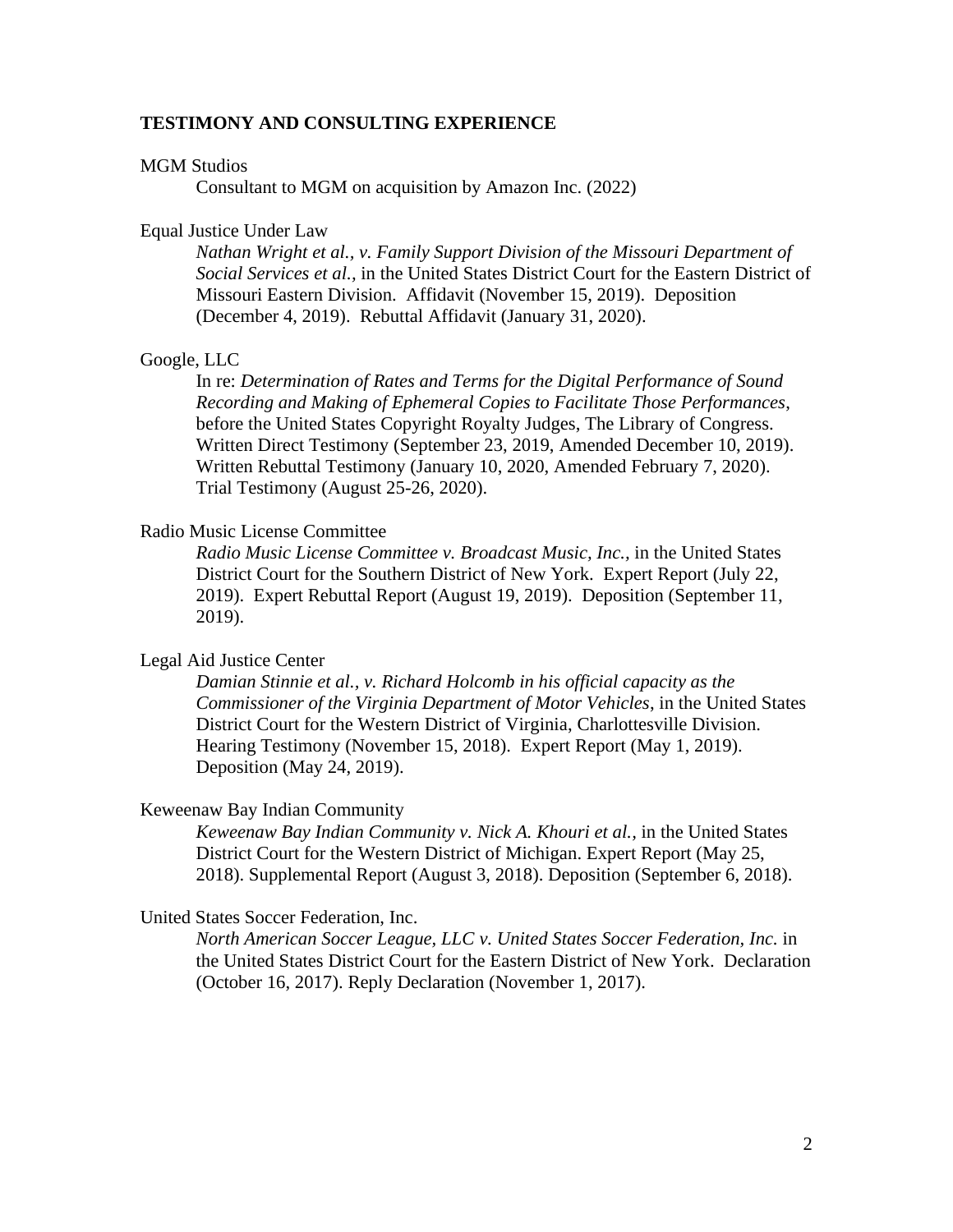**TESTIMONY AND CONSULTING EXPERIENCE**

MGM Studios

Consultant to MGM on acquisition by Amazon Inc. (2022)

Equal Justice Under Law

*Nathan Wright et al., v. Family Support Division of the Missouri Department of Social Services et al.*, in the United States District Court for the Eastern District of Missouri Eastern Division. Affidavit (November 15, 2019). Deposition (December 4, 2019). Rebuttal Affidavit (January 31, 2020).

Google, LLC

In re: *Determination of Rates and Terms for the Digital Performance of Sound Recording and Making of Ephemeral Copies to Facilitate Those Performances*, before the United States Copyright Royalty Judges, The Library of Congress. Written Direct Testimony (September 23, 2019, Amended December 10, 2019). Written Rebuttal Testimony (January 10, 2020, Amended February 7, 2020). Trial Testimony (August 25-26, 2020).

Radio Music License Committee

*Radio Music License Committee v. Broadcast Music, Inc.*, in the United States District Court for the Southern District of New York. Expert Report (July 22, 2019). Expert Rebuttal Report (August 19, 2019). Deposition (September 11, 2019).

Legal Aid Justice Center

*Damian Stinnie et al., v. Richard Holcomb in his official capacity as the Commissioner of the Virginia Department of Motor Vehicles*, in the United States District Court for the Western District of Virginia, Charlottesville Division. Hearing Testimony (November 15, 2018). Expert Report (May 1, 2019). Deposition (May 24, 2019).

Keweenaw Bay Indian Community

*Keweenaw Bay Indian Community v. Nick A. Khouri et al.*, in the United States District Court for the Western District of Michigan. Expert Report (May 25, 2018). Supplemental Report (August 3, 2018). Deposition (September 6, 2018).

United States Soccer Federation, Inc.

*North American Soccer League, LLC v. United States Soccer Federation, Inc.* in the United States District Court for the Eastern District of New York. Declaration (October 16, 2017). Reply Declaration (November 1, 2017).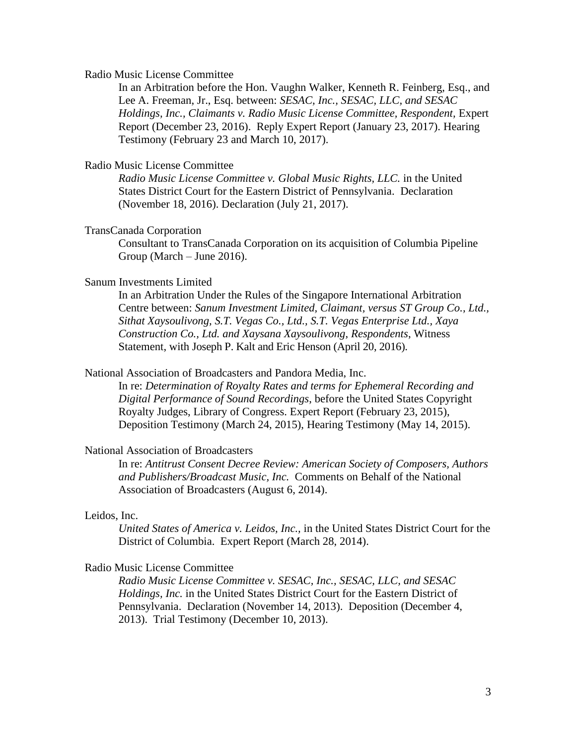Radio Music License Committee

In an Arbitration before the Hon. Vaughn Walker, Kenneth R. Feinberg, Esq., and Lee A. Freeman, Jr., Esq. between: *SESAC, Inc., SESAC, LLC, and SESAC Holdings, Inc., Claimants v. Radio Music License Committee, Respondent,* Expert Report (December 23, 2016). Reply Expert Report (January 23, 2017). Hearing Testimony (February 23 and March 10, 2017).

Radio Music License Committee

*Radio Music License Committee v. Global Music Rights, LLC.* in the United States District Court for the Eastern District of Pennsylvania. Declaration (November 18, 2016). Declaration (July 21, 2017).

TransCanada Corporation

Consultant to TransCanada Corporation on its acquisition of Columbia Pipeline Group (March – June 2016).

Sanum Investments Limited

In an Arbitration Under the Rules of the Singapore International Arbitration Centre between: *Sanum Investment Limited, Claimant, versus ST Group Co., Ltd., Sithat Xaysoulivong, S.T. Vegas Co., Ltd., S.T. Vegas Enterprise Ltd., Xaya Construction Co., Ltd. and Xaysana Xaysoulivong, Respondents*, Witness Statement, with Joseph P. Kalt and Eric Henson (April 20, 2016).

National Association of Broadcasters and Pandora Media, Inc.

In re: *Determination of Royalty Rates and terms for Ephemeral Recording and Digital Performance of Sound Recordings*, before the United States Copyright Royalty Judges, Library of Congress. Expert Report (February 23, 2015), Deposition Testimony (March 24, 2015), Hearing Testimony (May 14, 2015).

National Association of Broadcasters

In re: *Antitrust Consent Decree Review: American Society of Composers, Authors and Publishers/Broadcast Music, Inc.* Comments on Behalf of the National Association of Broadcasters (August 6, 2014).

Leidos, Inc.

*United States of America v. Leidos, Inc.,* in the United States District Court for the District of Columbia. Expert Report (March 28, 2014).

Radio Music License Committee

*Radio Music License Committee v. SESAC, Inc., SESAC, LLC, and SESAC Holdings, Inc.* in the United States District Court for the Eastern District of Pennsylvania. Declaration (November 14, 2013). Deposition (December 4, 2013). Trial Testimony (December 10, 2013).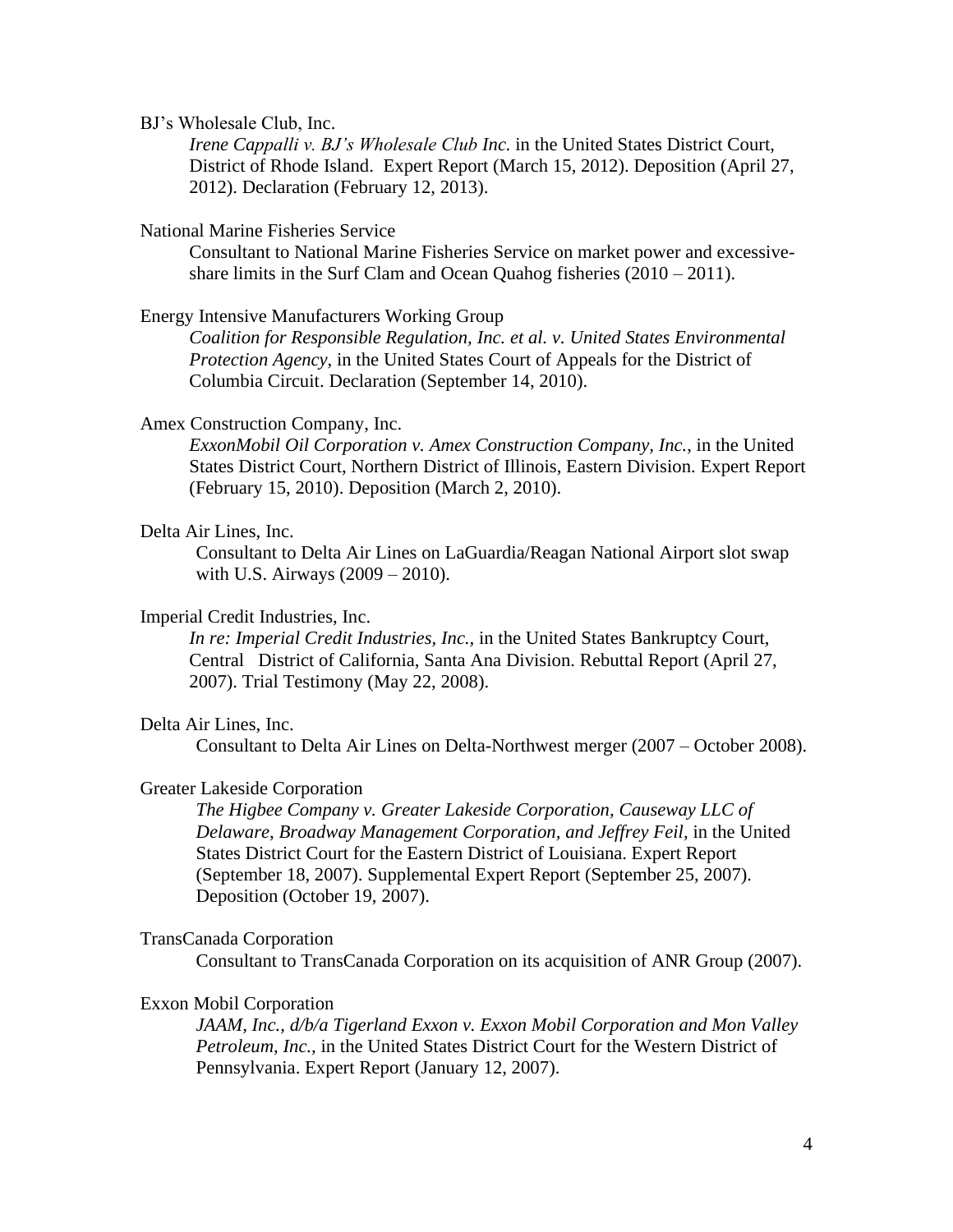BJ's Wholesale Club, Inc.

*Irene Cappalli v. BJ's Wholesale Club Inc.* in the United States District Court, District of Rhode Island. Expert Report (March 15, 2012). Deposition (April 27, 2012). Declaration (February 12, 2013).

National Marine Fisheries Service

Consultant to National Marine Fisheries Service on market power and excessive-share limits in the Surf Clam and Ocean Quahog fisheries (2010 – 2011).

Energy Intensive Manufacturers Working Group

*Coalition for Responsible Regulation, Inc. et al. v. United States Environmental Protection Agency*, in the United States Court of Appeals for the District of Columbia Circuit. Declaration (September 14, 2010).

Amex Construction Company, Inc.

*ExxonMobil Oil Corporation v. Amex Construction Company, Inc.*, in the United States District Court, Northern District of Illinois, Eastern Division. Expert Report (February 15, 2010). Deposition (March 2, 2010).

Delta Air Lines, Inc.

Consultant to Delta Air Lines on LaGuardia/Reagan National Airport slot swap with U.S. Airways (2009 – 2010).

Imperial Credit Industries, Inc.

*In re: Imperial Credit Industries, Inc.,* in the United States Bankruptcy Court, Central District of California, Santa Ana Division. Rebuttal Report (April 27, 2007). Trial Testimony (May 22, 2008).

Delta Air Lines, Inc.

Consultant to Delta Air Lines on Delta-Northwest merger (2007 – October 2008).

Greater Lakeside Corporation

*The Higbee Company v. Greater Lakeside Corporation, Causeway LLC of Delaware, Broadway Management Corporation, and Jeffrey Feil,* in the United States District Court for the Eastern District of Louisiana. Expert Report (September 18, 2007). Supplemental Expert Report (September 25, 2007). Deposition (October 19, 2007).

TransCanada Corporation

Consultant to TransCanada Corporation on its acquisition of ANR Group (2007).

Exxon Mobil Corporation

*JAAM, Inc., d/b/a Tigerland Exxon v. Exxon Mobil Corporation and Mon Valley Petroleum, Inc.,* in the United States District Court for the Western District of Pennsylvania. Expert Report (January 12, 2007).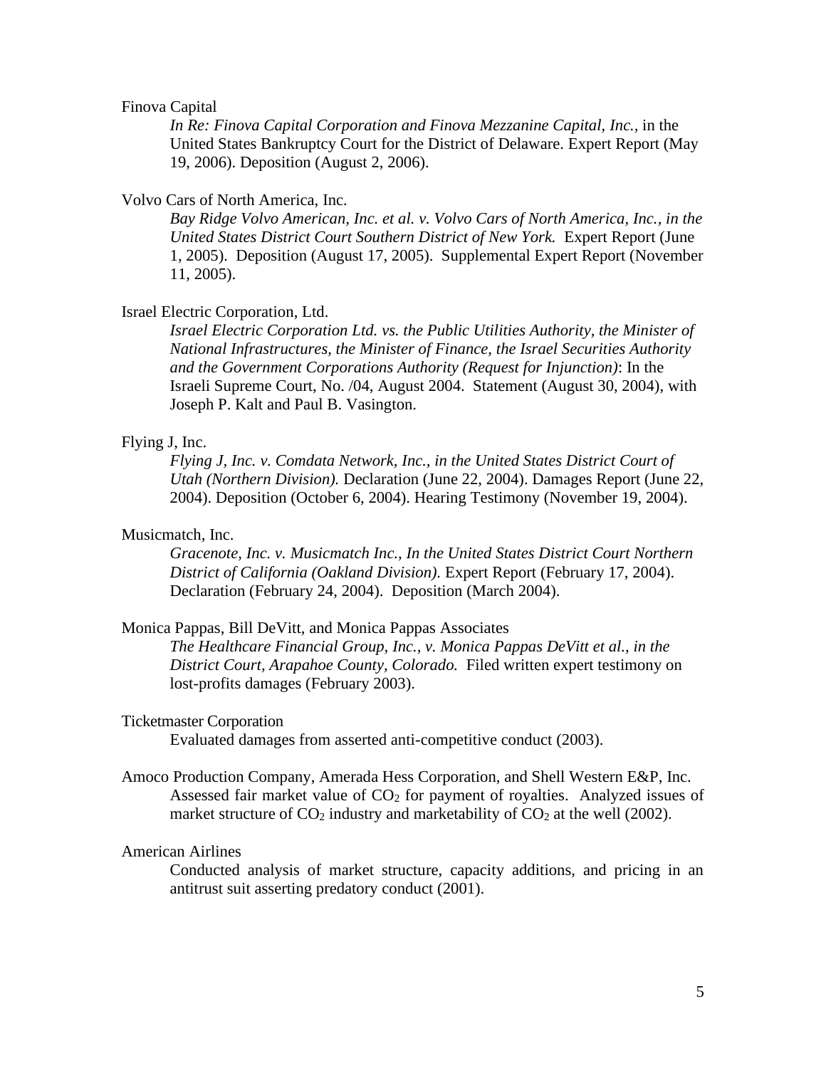Finova Capital

*In Re: Finova Capital Corporation and Finova Mezzanine Capital, Inc.*, in the United States Bankruptcy Court for the District of Delaware. Expert Report (May 19, 2006). Deposition (August 2, 2006).

Volvo Cars of North America, Inc.

*Bay Ridge Volvo American, Inc. et al. v. Volvo Cars of North America, Inc., in the United States District Court Southern District of New York.* Expert Report (June 1, 2005). Deposition (August 17, 2005). Supplemental Expert Report (November 11, 2005).

Israel Electric Corporation, Ltd.

*Israel Electric Corporation Ltd. vs. the Public Utilities Authority, the Minister of National Infrastructures, the Minister of Finance, the Israel Securities Authority and the Government Corporations Authority (Request for Injunction)*: In the Israeli Supreme Court, No. /04, August 2004. Statement (August 30, 2004), with Joseph P. Kalt and Paul B. Vasington.

Flying J, Inc.

*Flying J, Inc. v. Comdata Network, Inc., in the United States District Court of Utah (Northern Division).* Declaration (June 22, 2004). Damages Report (June 22, 2004). Deposition (October 6, 2004). Hearing Testimony (November 19, 2004).

Musicmatch, Inc.

*Gracenote, Inc. v. Musicmatch Inc., In the United States District Court Northern District of California (Oakland Division).* Expert Report (February 17, 2004). Declaration (February 24, 2004). Deposition (March 2004).

Monica Pappas, Bill DeVitt, and Monica Pappas Associates

*The Healthcare Financial Group, Inc., v. Monica Pappas DeVitt et al., in the District Court, Arapahoe County, Colorado.* Filed written expert testimony on lost-profits damages (February 2003).

Ticketmaster Corporation

Evaluated damages from asserted anti-competitive conduct (2003).

Amoco Production Company, Amerada Hess Corporation, and Shell Western E&P, Inc.

Assessed fair market value of $CO_2$ for payment of royalties. Analyzed issues of market structure of $CO_2$ industry and marketability of $CO_2$ at the well (2002).

American Airlines

Conducted analysis of market structure, capacity additions, and pricing in an antitrust suit asserting predatory conduct (2001).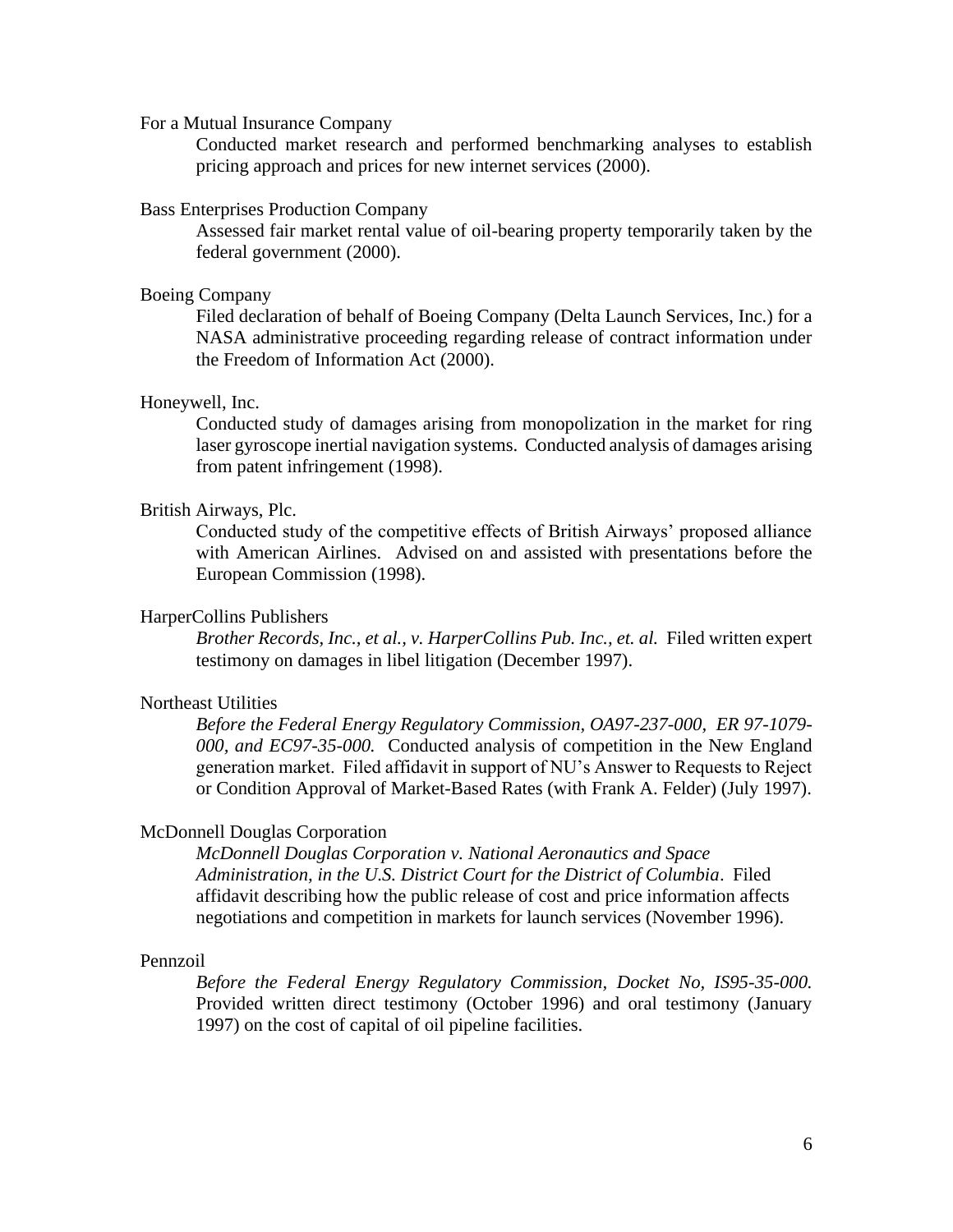For a Mutual Insurance Company

> Conducted market research and performed benchmarking analyses to establish pricing approach and prices for new internet services (2000).

Bass Enterprises Production Company

> Assessed fair market rental value of oil-bearing property temporarily taken by the federal government (2000).

Boeing Company

> Filed declaration of behalf of Boeing Company (Delta Launch Services, Inc.) for a NASA administrative proceeding regarding release of contract information under the Freedom of Information Act (2000).

Honeywell, Inc.

> Conducted study of damages arising from monopolization in the market for ring laser gyroscope inertial navigation systems. Conducted analysis of damages arising from patent infringement (1998).

British Airways, Plc.

> Conducted study of the competitive effects of British Airways' proposed alliance with American Airlines. Advised on and assisted with presentations before the European Commission (1998).

HarperCollins Publishers

> *Brother Records, Inc., et al., v. HarperCollins Pub. Inc., et. al.* Filed written expert testimony on damages in libel litigation (December 1997).

Northeast Utilities

> *Before the Federal Energy Regulatory Commission, OA97-237-000, ER 97-1079-000, and EC97-35-000.* Conducted analysis of competition in the New England generation market. Filed affidavit in support of NU's Answer to Requests to Reject or Condition Approval of Market-Based Rates (with Frank A. Felder) (July 1997).

McDonnell Douglas Corporation

> *McDonnell Douglas Corporation v. National Aeronautics and Space Administration, in the U.S. District Court for the District of Columbia*. Filed affidavit describing how the public release of cost and price information affects negotiations and competition in markets for launch services (November 1996).

Pennzoil

> *Before the Federal Energy Regulatory Commission, Docket No, IS95-35-000.* Provided written direct testimony (October 1996) and oral testimony (January 1997) on the cost of capital of oil pipeline facilities.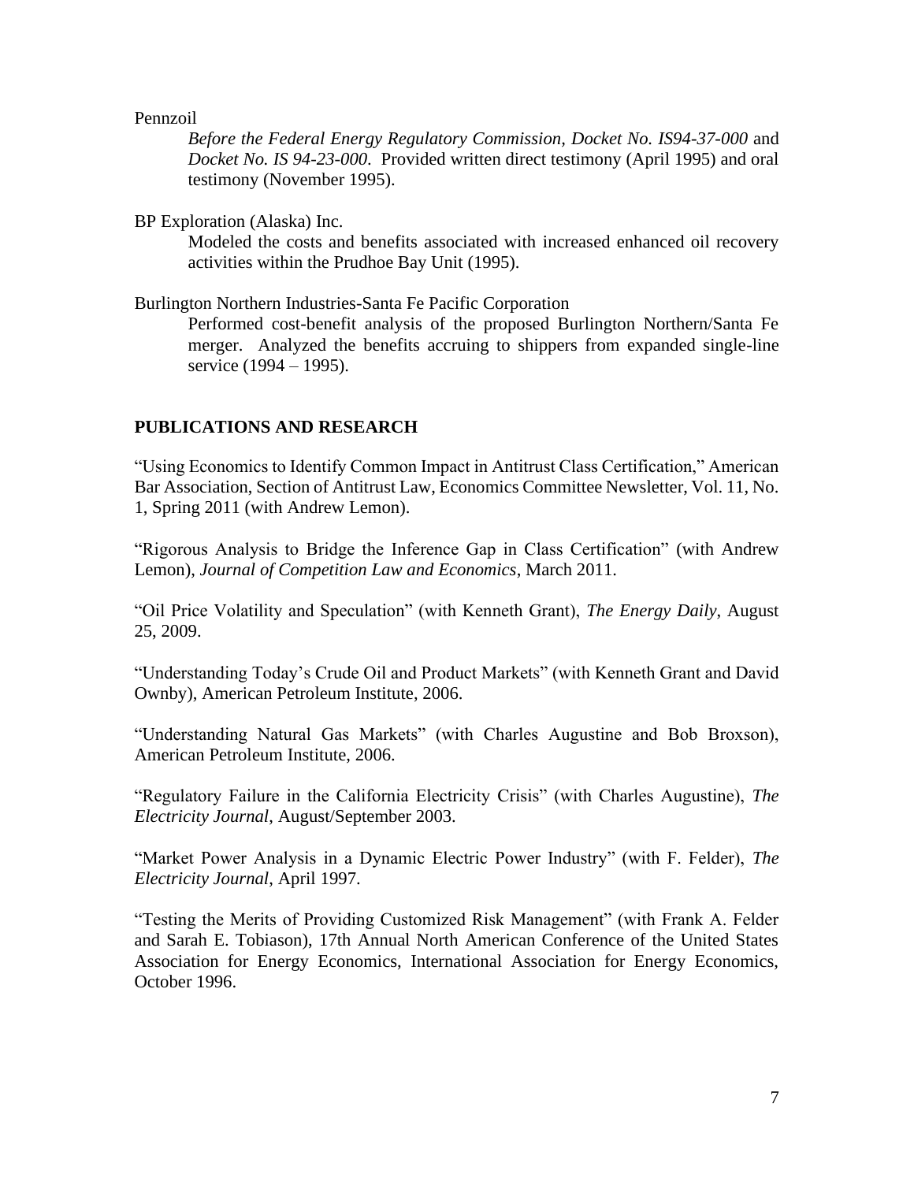Pennzoil

*Before the Federal Energy Regulatory Commission, Docket No. IS94-37-000* and *Docket No. IS 94-23-000*. Provided written direct testimony (April 1995) and oral testimony (November 1995).

BP Exploration (Alaska) Inc.

Modeled the costs and benefits associated with increased enhanced oil recovery activities within the Prudhoe Bay Unit (1995).

Burlington Northern Industries-Santa Fe Pacific Corporation

Performed cost-benefit analysis of the proposed Burlington Northern/Santa Fe merger. Analyzed the benefits accruing to shippers from expanded single-line service (1994 – 1995).

## PUBLICATIONS AND RESEARCH

"Using Economics to Identify Common Impact in Antitrust Class Certification," American Bar Association, Section of Antitrust Law, Economics Committee Newsletter, Vol. 11, No. 1, Spring 2011 (with Andrew Lemon).

"Rigorous Analysis to Bridge the Inference Gap in Class Certification" (with Andrew Lemon), *Journal of Competition Law and Economics*, March 2011.

"Oil Price Volatility and Speculation" (with Kenneth Grant), *The Energy Daily*, August 25, 2009.

"Understanding Today's Crude Oil and Product Markets" (with Kenneth Grant and David Ownby), American Petroleum Institute, 2006.

"Understanding Natural Gas Markets" (with Charles Augustine and Bob Broxson), American Petroleum Institute, 2006.

"Regulatory Failure in the California Electricity Crisis" (with Charles Augustine), *The Electricity Journal*, August/September 2003.

"Market Power Analysis in a Dynamic Electric Power Industry" (with F. Felder), *The Electricity Journal*, April 1997.

"Testing the Merits of Providing Customized Risk Management" (with Frank A. Felder and Sarah E. Tobiason), 17th Annual North American Conference of the United States Association for Energy Economics, International Association for Energy Economics, October 1996.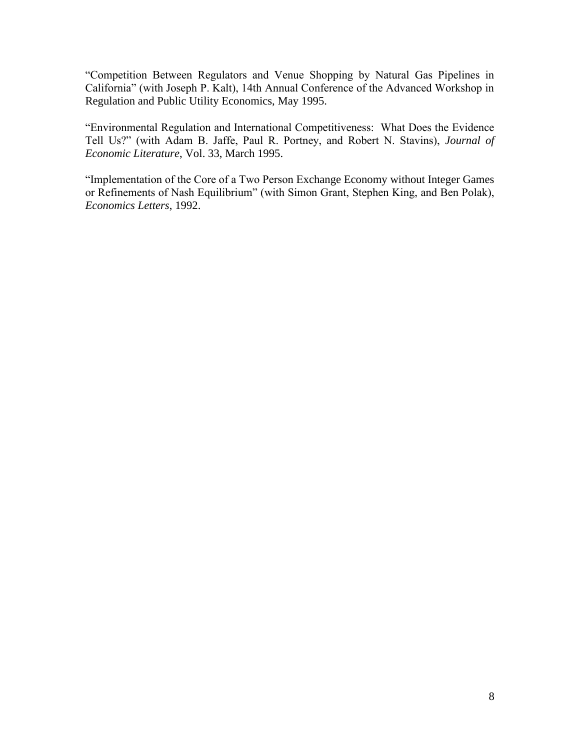"Competition Between Regulators and Venue Shopping by Natural Gas Pipelines in California" (with Joseph P. Kalt), 14th Annual Conference of the Advanced Workshop in Regulation and Public Utility Economics, May 1995.

"Environmental Regulation and International Competitiveness: What Does the Evidence Tell Us?" (with Adam B. Jaffe, Paul R. Portney, and Robert N. Stavins), *Journal of Economic Literature*, Vol. 33, March 1995.

"Implementation of the Core of a Two Person Exchange Economy without Integer Games or Refinements of Nash Equilibrium" (with Simon Grant, Stephen King, and Ben Polak), *Economics Letters*, 1992.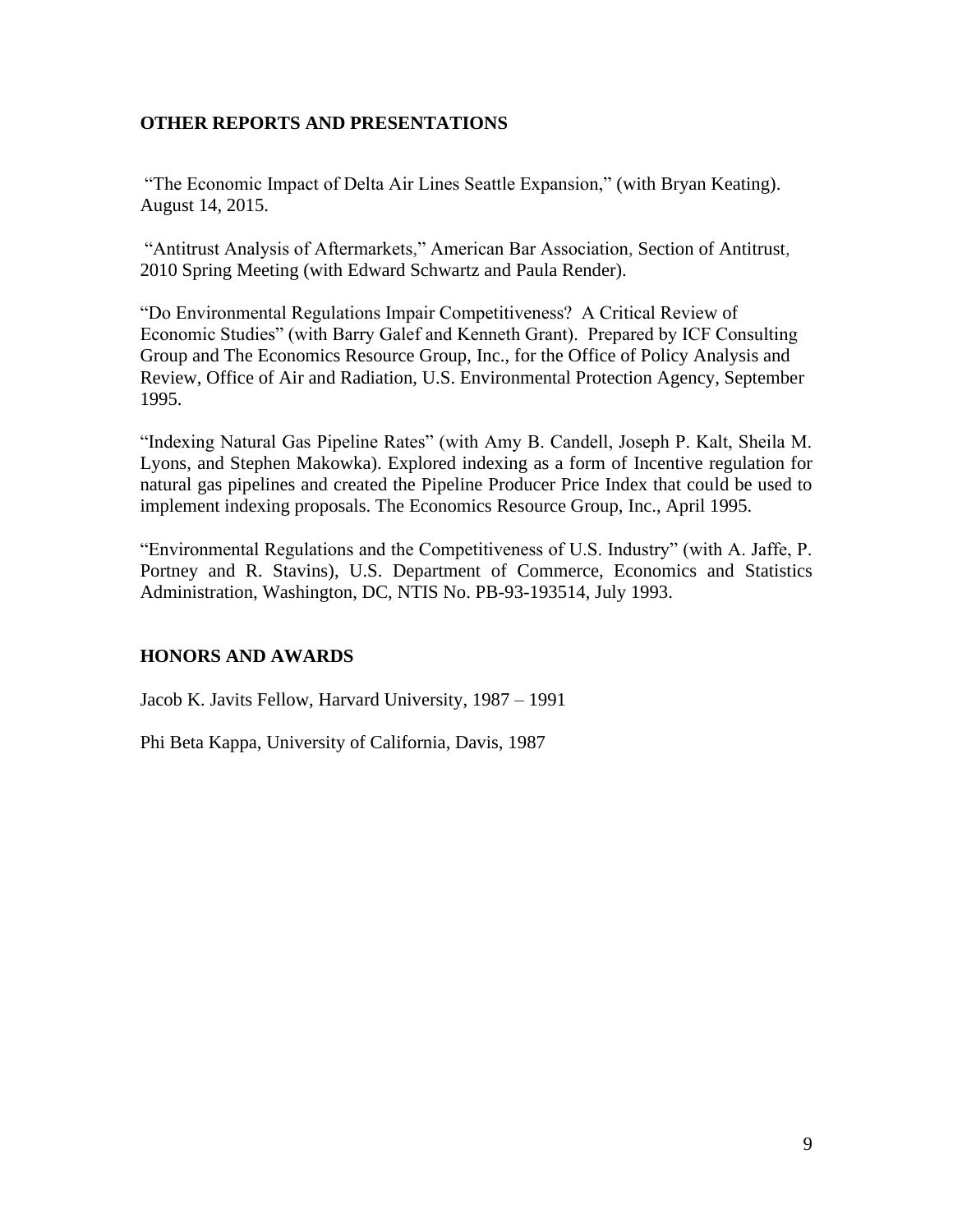## OTHER REPORTS AND PRESENTATIONS

"The Economic Impact of Delta Air Lines Seattle Expansion," (with Bryan Keating). August 14, 2015.

"Antitrust Analysis of Aftermarkets," American Bar Association, Section of Antitrust, 2010 Spring Meeting (with Edward Schwartz and Paula Render).

"Do Environmental Regulations Impair Competitiveness? A Critical Review of Economic Studies" (with Barry Galef and Kenneth Grant). Prepared by ICF Consulting Group and The Economics Resource Group, Inc., for the Office of Policy Analysis and Review, Office of Air and Radiation, U.S. Environmental Protection Agency, September 1995.

"Indexing Natural Gas Pipeline Rates" (with Amy B. Candell, Joseph P. Kalt, Sheila M. Lyons, and Stephen Makowka). Explored indexing as a form of Incentive regulation for natural gas pipelines and created the Pipeline Producer Price Index that could be used to implement indexing proposals. The Economics Resource Group, Inc., April 1995.

"Environmental Regulations and the Competitiveness of U.S. Industry" (with A. Jaffe, P. Portney and R. Stavins), U.S. Department of Commerce, Economics and Statistics Administration, Washington, DC, NTIS No. PB-93-193514, July 1993.

## HONORS AND AWARDS

Jacob K. Javits Fellow, Harvard University, 1987 – 1991

Phi Beta Kappa, University of California, Davis, 1987